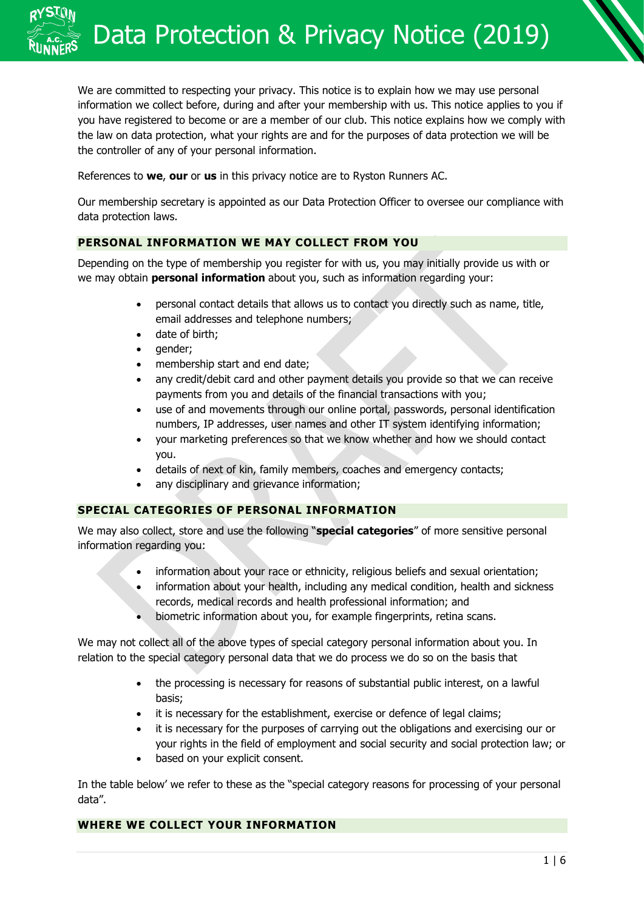# Data Protection & Privacy Notice (2019)

We are committed to respecting your privacy. This notice is to explain how we may use personal information we collect before, during and after your membership with us. This notice applies to you if you have registered to become or are a member of our club. This notice explains how we comply with the law on data protection, what your rights are and for the purposes of data protection we will be the controller of any of your personal information.

References to **we**, **our** or **us** in this privacy notice are to Ryston Runners AC.

Our membership secretary is appointed as our Data Protection Officer to oversee our compliance with data protection laws.

## PERSONAL INFORMATION WE MAY COLLECT FROM YOU

Depending on the type of membership you register for with us, you may initially provide us with or we may obtain **personal information** about you, such as information regarding your:

- personal contact details that allows us to contact you directly such as name, title, email addresses and telephone numbers;
- date of birth;
- gender;
- membership start and end date;
- any credit/debit card and other payment details you provide so that we can receive payments from you and details of the financial transactions with you;
- use of and movements through our online portal, passwords, personal identification numbers, IP addresses, user names and other IT system identifying information;
- your marketing preferences so that we know whether and how we should contact you.
- details of next of kin, family members, coaches and emergency contacts;
- any disciplinary and grievance information;

## SPECIAL CATEGORIES OF PERSONAL INFORMATION

We may also collect, store and use the following "**special categories**" of more sensitive personal information regarding you:

- information about your race or ethnicity, religious beliefs and sexual orientation;
- information about your health, including any medical condition, health and sickness records, medical records and health professional information; and
- biometric information about you, for example fingerprints, retina scans.

We may not collect all of the above types of special category personal information about you. In relation to the special category personal data that we do process we do so on the basis that

- the processing is necessary for reasons of substantial public interest, on a lawful basis;
- it is necessary for the establishment, exercise or defence of legal claims;
- it is necessary for the purposes of carrying out the obligations and exercising our or your rights in the field of employment and social security and social protection law; or
- based on your explicit consent.

In the table below' we refer to these as the "special category reasons for processing of your personal data".

## WHERE WE COLLECT YOUR INFORMATION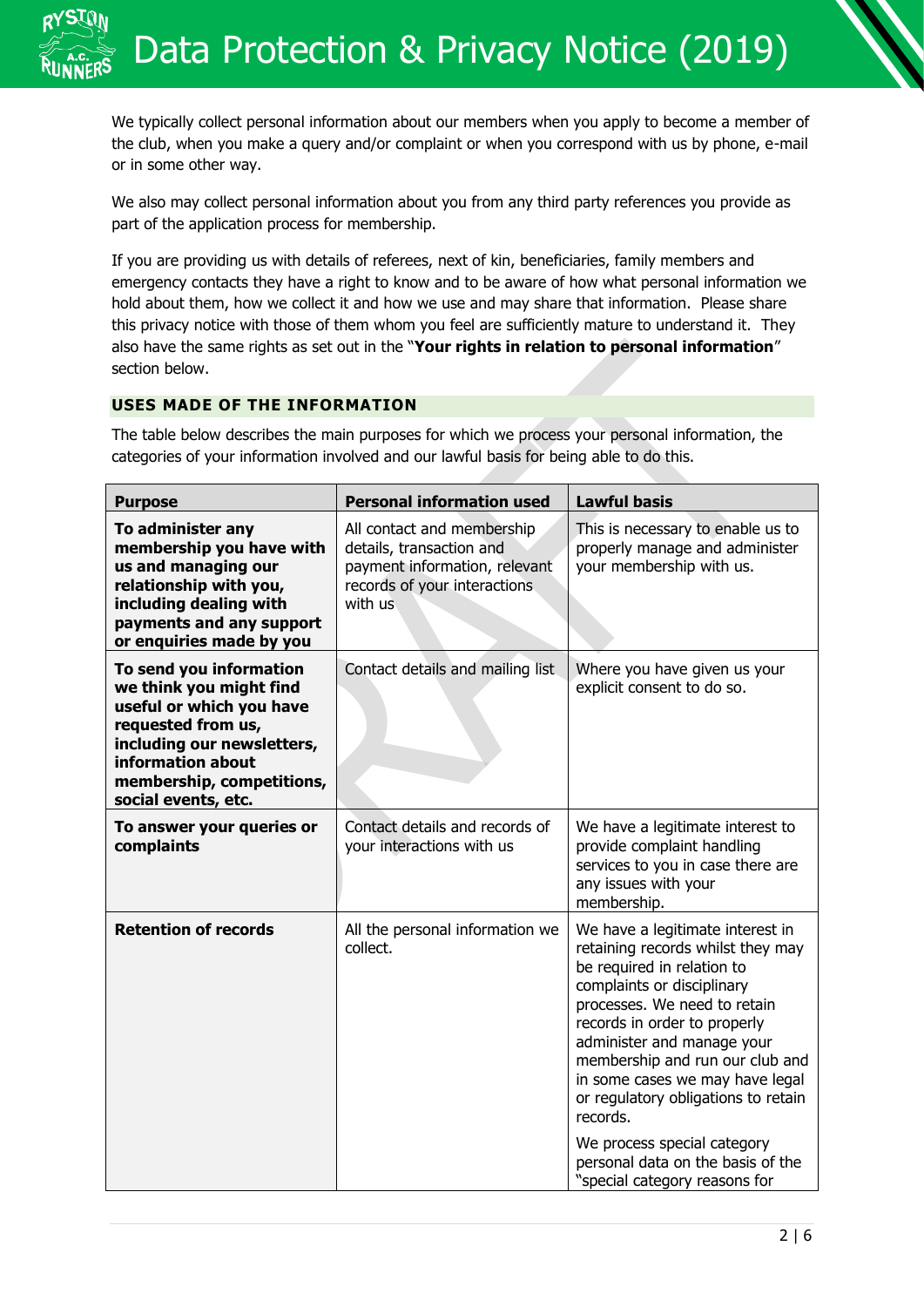We typically collect personal information about our members when you apply to become a member of the club, when you make a query and/or complaint or when you correspond with us by phone, e-mail or in some other way.

We also may collect personal information about you from any third party references you provide as part of the application process for membership.

If you are providing us with details of referees, next of kin, beneficiaries, family members and emergency contacts they have a right to know and to be aware of how what personal information we hold about them, how we collect it and how we use and may share that information. Please share this privacy notice with those of them whom you feel are sufficiently mature to understand it. They also have the same rights as set out in the "**Your rights in relation to personal information**" section below.

## USES MADE OF THE INFORMATION

The table below describes the main purposes for which we process your personal information, the categories of your information involved and our lawful basis for being able to do this.

| Purpose | Personal information used | Lawful basis |
|---|---|---|
| **To administer any membership you have with us and managing our relationship with you, including dealing with payments and any support or enquiries made by you** | All contact and membership details, transaction and payment information, relevant records of your interactions with us | This is necessary to enable us to properly manage and administer your membership with us. |
| **To send you information we think you might find useful or which you have requested from us, including our newsletters, information about membership, competitions, social events, etc.** | Contact details and mailing list | Where you have given us your explicit consent to do so. |
| **To answer your queries or complaints** | Contact details and records of your interactions with us | We have a legitimate interest to provide complaint handling services to you in case there are any issues with your membership. |
| **Retention of records** | All the personal information we collect. | We have a legitimate interest in retaining records whilst they may be required in relation to complaints or disciplinary processes. We need to retain records in order to properly administer and manage your membership and run our club and in some cases we may have legal or regulatory obligations to retain records.<br><br>We process special category personal data on the basis of the "special category reasons for |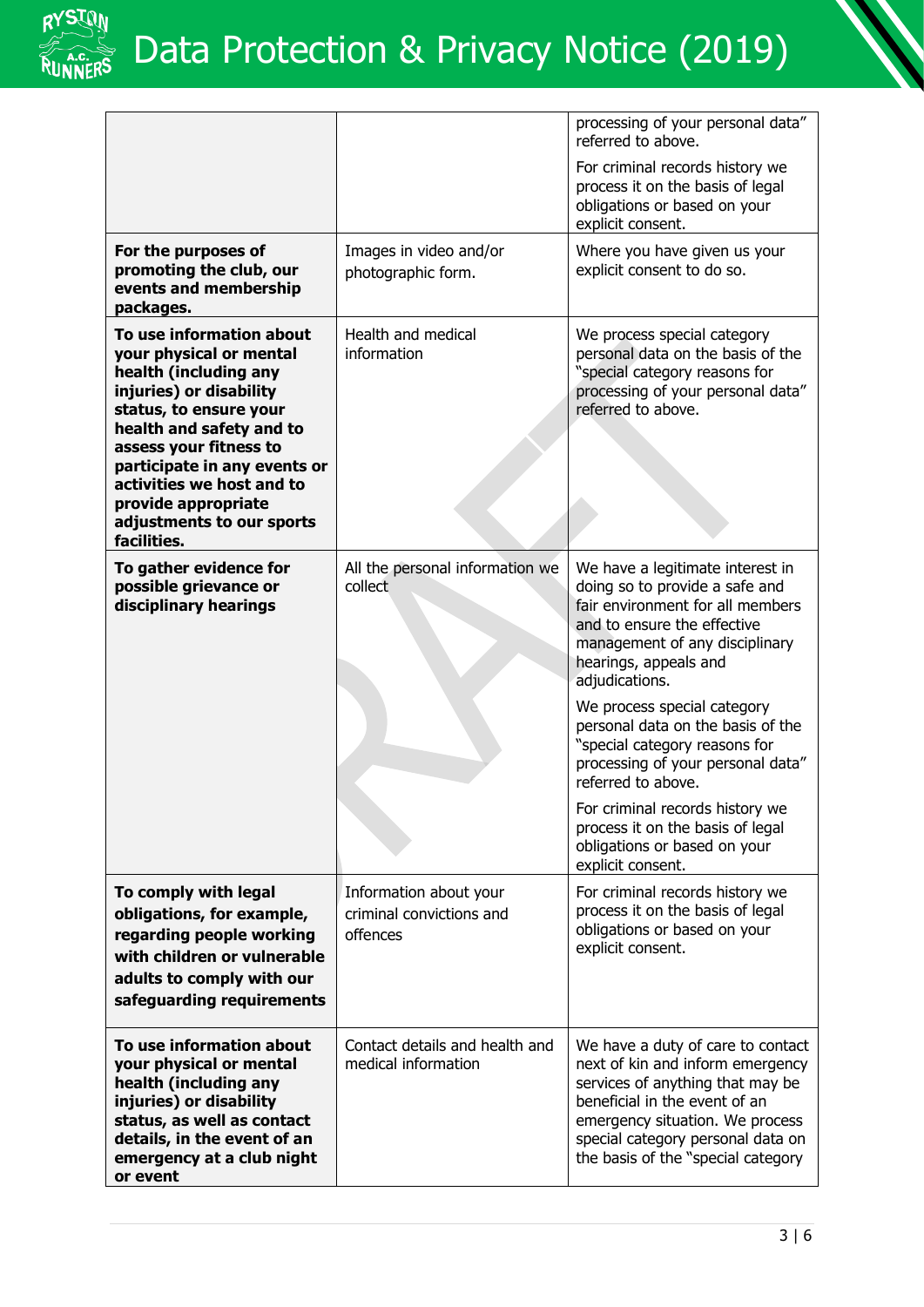| | | |
|---|---|---|
| | | processing of your personal data" referred to above.<br><br>For criminal records history we process it on the basis of legal obligations or based on your explicit consent. |
| **For the purposes of promoting the club, our events and membership packages.** | Images in video and/or photographic form. | Where you have given us your explicit consent to do so. |
| **To use information about your physical or mental health (including any injuries) or disability status, to ensure your health and safety and to assess your fitness to participate in any events or activities we host and to provide appropriate adjustments to our sports facilities.** | Health and medical information | We process special category personal data on the basis of the "special category reasons for processing of your personal data" referred to above. |
| **To gather evidence for possible grievance or disciplinary hearings** | All the personal information we collect | We have a legitimate interest in doing so to provide a safe and fair environment for all members and to ensure the effective management of any disciplinary hearings, appeals and adjudications.<br><br>We process special category personal data on the basis of the "special category reasons for processing of your personal data" referred to above.<br><br>For criminal records history we process it on the basis of legal obligations or based on your explicit consent. |
| **To comply with legal obligations, for example, regarding people working with children or vulnerable adults to comply with our safeguarding requirements** | Information about your criminal convictions and offences | For criminal records history we process it on the basis of legal obligations or based on your explicit consent. |
| **To use information about your physical or mental health (including any injuries) or disability status, as well as contact details, in the event of an emergency at a club night or event** | Contact details and health and medical information | We have a duty of care to contact next of kin and inform emergency services of anything that may be beneficial in the event of an emergency situation. We process special category personal data on the basis of the "special category |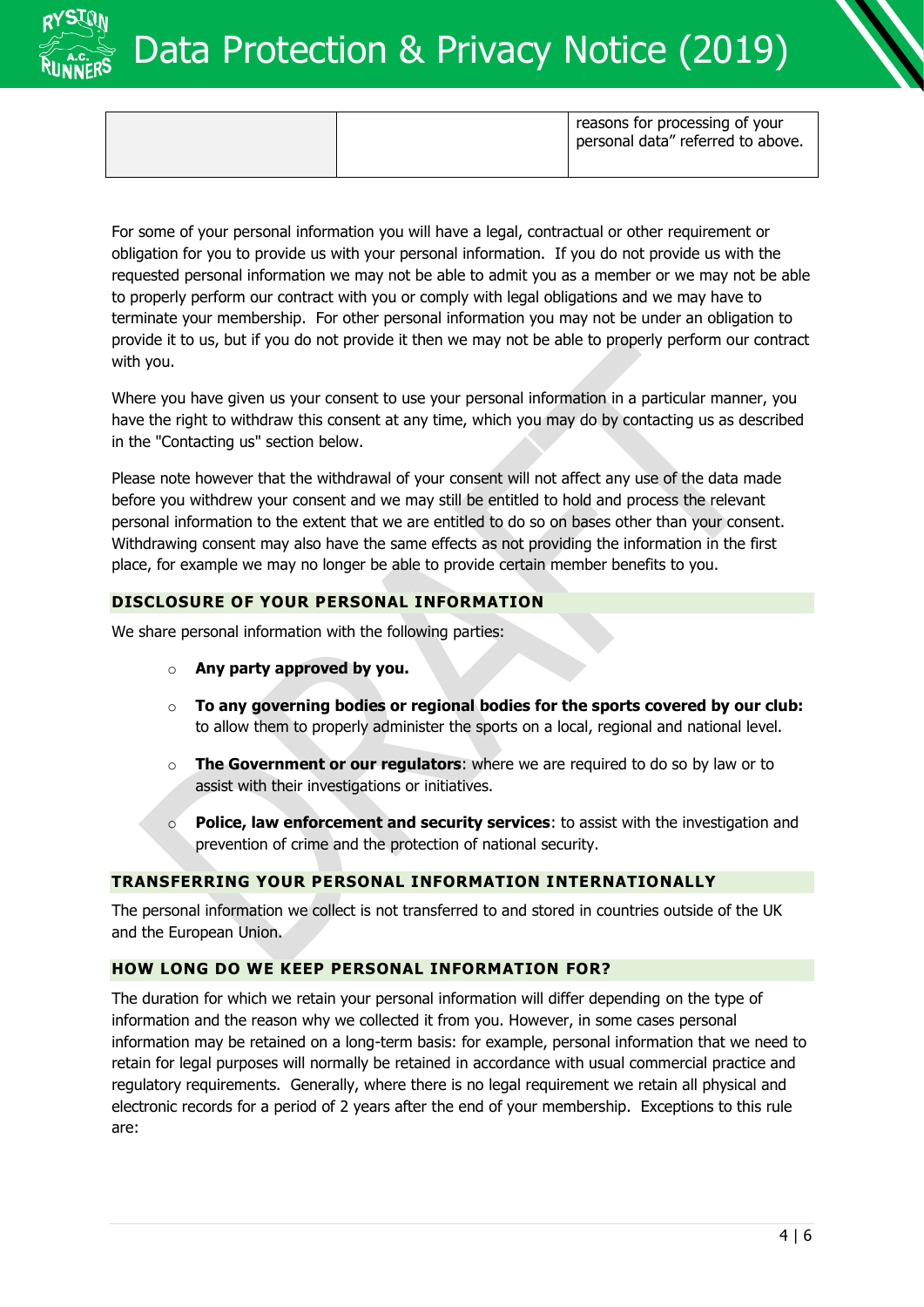| | | reasons for processing of your personal data" referred to above. |
|---|---|---|

For some of your personal information you will have a legal, contractual or other requirement or obligation for you to provide us with your personal information. If you do not provide us with the requested personal information we may not be able to admit you as a member or we may not be able to properly perform our contract with you or comply with legal obligations and we may have to terminate your membership. For other personal information you may not be under an obligation to provide it to us, but if you do not provide it then we may not be able to properly perform our contract with you.

Where you have given us your consent to use your personal information in a particular manner, you have the right to withdraw this consent at any time, which you may do by contacting us as described in the "Contacting us" section below.

Please note however that the withdrawal of your consent will not affect any use of the data made before you withdrew your consent and we may still be entitled to hold and process the relevant personal information to the extent that we are entitled to do so on bases other than your consent. Withdrawing consent may also have the same effects as not providing the information in the first place, for example we may no longer be able to provide certain member benefits to you.

## DISCLOSURE OF YOUR PERSONAL INFORMATION

We share personal information with the following parties:

- **Any party approved by you.**
- **To any governing bodies or regional bodies for the sports covered by our club:** to allow them to properly administer the sports on a local, regional and national level.
- **The Government or our regulators**: where we are required to do so by law or to assist with their investigations or initiatives.
- **Police, law enforcement and security services**: to assist with the investigation and prevention of crime and the protection of national security.

## TRANSFERRING YOUR PERSONAL INFORMATION INTERNATIONALLY

The personal information we collect is not transferred to and stored in countries outside of the UK and the European Union.

## HOW LONG DO WE KEEP PERSONAL INFORMATION FOR?

The duration for which we retain your personal information will differ depending on the type of information and the reason why we collected it from you. However, in some cases personal information may be retained on a long-term basis: for example, personal information that we need to retain for legal purposes will normally be retained in accordance with usual commercial practice and regulatory requirements. Generally, where there is no legal requirement we retain all physical and electronic records for a period of 2 years after the end of your membership. Exceptions to this rule are: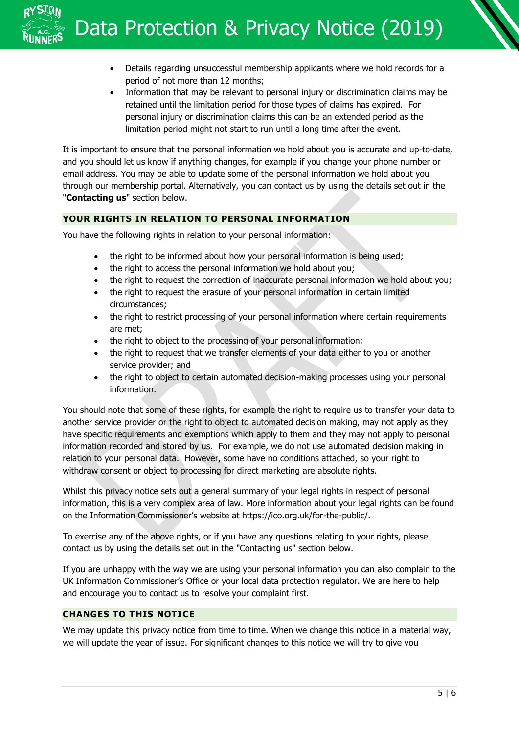- Details regarding unsuccessful membership applicants where we hold records for a period of not more than 12 months;
- Information that may be relevant to personal injury or discrimination claims may be retained until the limitation period for those types of claims has expired. For personal injury or discrimination claims this can be an extended period as the limitation period might not start to run until a long time after the event.

It is important to ensure that the personal information we hold about you is accurate and up-to-date, and you should let us know if anything changes, for example if you change your phone number or email address. You may be able to update some of the personal information we hold about you through our membership portal. Alternatively, you can contact us by using the details set out in the "**Contacting us**" section below.

## YOUR RIGHTS IN RELATION TO PERSONAL INFORMATION

You have the following rights in relation to your personal information:

- the right to be informed about how your personal information is being used;
- the right to access the personal information we hold about you;
- the right to request the correction of inaccurate personal information we hold about you;
- the right to request the erasure of your personal information in certain limited circumstances;
- the right to restrict processing of your personal information where certain requirements are met;
- the right to object to the processing of your personal information;
- the right to request that we transfer elements of your data either to you or another service provider; and
- the right to object to certain automated decision-making processes using your personal information.

You should note that some of these rights, for example the right to require us to transfer your data to another service provider or the right to object to automated decision making, may not apply as they have specific requirements and exemptions which apply to them and they may not apply to personal information recorded and stored by us. For example, we do not use automated decision making in relation to your personal data. However, some have no conditions attached, so your right to withdraw consent or object to processing for direct marketing are absolute rights.

Whilst this privacy notice sets out a general summary of your legal rights in respect of personal information, this is a very complex area of law. More information about your legal rights can be found on the Information Commissioner's website at https://ico.org.uk/for-the-public/.

To exercise any of the above rights, or if you have any questions relating to your rights, please contact us by using the details set out in the "Contacting us" section below.

If you are unhappy with the way we are using your personal information you can also complain to the UK Information Commissioner's Office or your local data protection regulator. We are here to help and encourage you to contact us to resolve your complaint first.

## CHANGES TO THIS NOTICE

We may update this privacy notice from time to time. When we change this notice in a material way, we will update the year of issue. For significant changes to this notice we will try to give you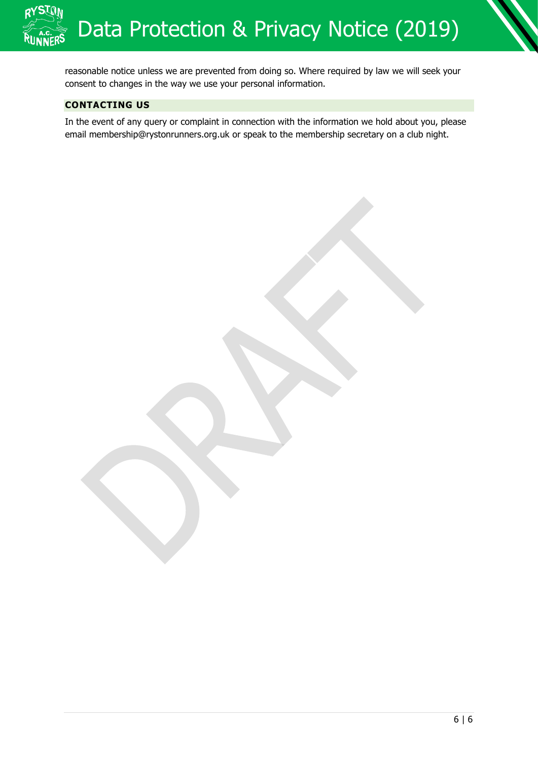reasonable notice unless we are prevented from doing so. Where required by law we will seek your consent to changes in the way we use your personal information.

## CONTACTING US

In the event of any query or complaint in connection with the information we hold about you, please email membership@rystonrunners.org.uk or speak to the membership secretary on a club night.